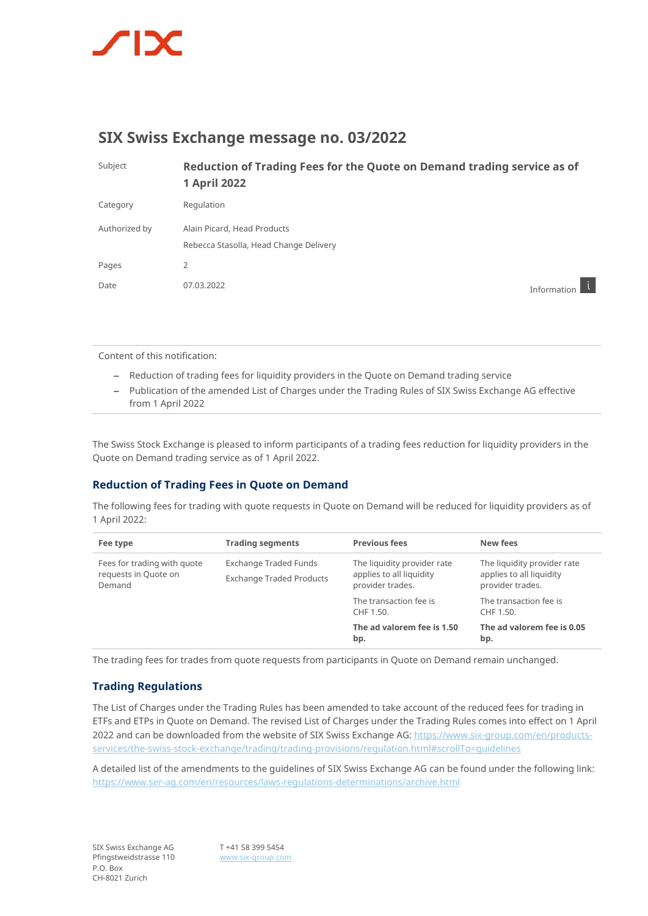# SIX Swiss Exchange message no. 03/2022

| | |
|---|---|
| Subject | **Reduction of Trading Fees for the Quote on Demand trading service as of 1 April 2022** |
| Category | Regulation |
| Authorized by | Alain Picard, Head Products<br>Rebecca Stasolla, Head Change Delivery |
| Pages | 2 |
| Date | 07.03.2022 |

Information

Content of this notification:

- Reduction of trading fees for liquidity providers in the Quote on Demand trading service
- Publication of the amended List of Charges under the Trading Rules of SIX Swiss Exchange AG effective from 1 April 2022

The Swiss Stock Exchange is pleased to inform participants of a trading fees reduction for liquidity providers in the Quote on Demand trading service as of 1 April 2022.

## Reduction of Trading Fees in Quote on Demand

The following fees for trading with quote requests in Quote on Demand will be reduced for liquidity providers as of 1 April 2022:

| Fee type | Trading segments | Previous fees | New fees |
|---|---|---|---|
| Fees for trading with quote requests in Quote on Demand | Exchange Traded Funds<br>Exchange Traded Products | The liquidity provider rate applies to all liquidity provider trades. | The liquidity provider rate applies to all liquidity provider trades. |
| | | The transaction fee is CHF 1.50. | The transaction fee is CHF 1.50. |
| | | **The ad valorem fee is 1.50 bp.** | **The ad valorem fee is 0.05 bp.** |

The trading fees for trades from quote requests from participants in Quote on Demand remain unchanged.

## Trading Regulations

The List of Charges under the Trading Rules has been amended to take account of the reduced fees for trading in ETFs and ETPs in Quote on Demand. The revised List of Charges under the Trading Rules comes into effect on 1 April 2022 and can be downloaded from the website of SIX Swiss Exchange AG: https://www.six-group.com/en/products-services/the-swiss-stock-exchange/trading/trading-provisions/regulation.html#scrollTo=guidelines

A detailed list of the amendments to the guidelines of SIX Swiss Exchange AG can be found under the following link: https://www.ser-ag.com/en/resources/laws-regulations-determinations/archive.html

SIX Swiss Exchange AG
Pfingstweidstrasse 110
P.O. Box
CH-8021 Zurich

T +41 58 399 5454
www.six-group.com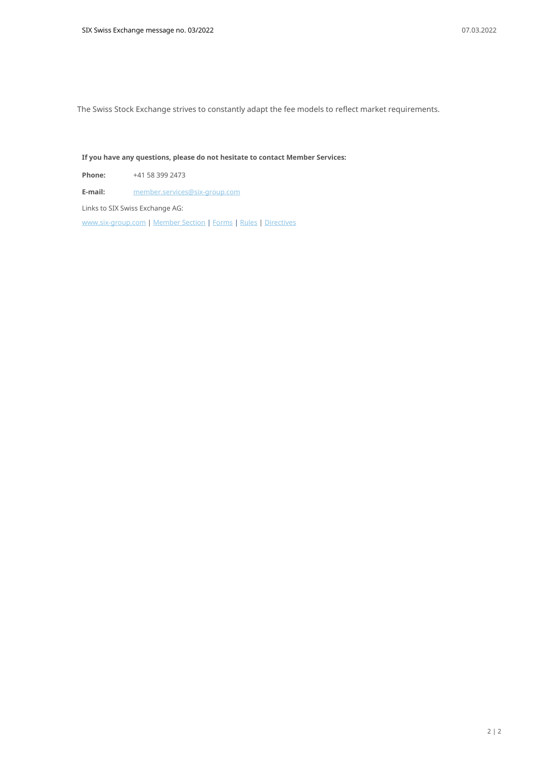The Swiss Stock Exchange strives to constantly adapt the fee models to reflect market requirements.

**If you have any questions, please do not hesitate to contact Member Services:**

**Phone:** +41 58 399 2473

**E-mail:** member.services@six-group.com

Links to SIX Swiss Exchange AG:

www.six-group.com | Member Section | Forms | Rules | Directives